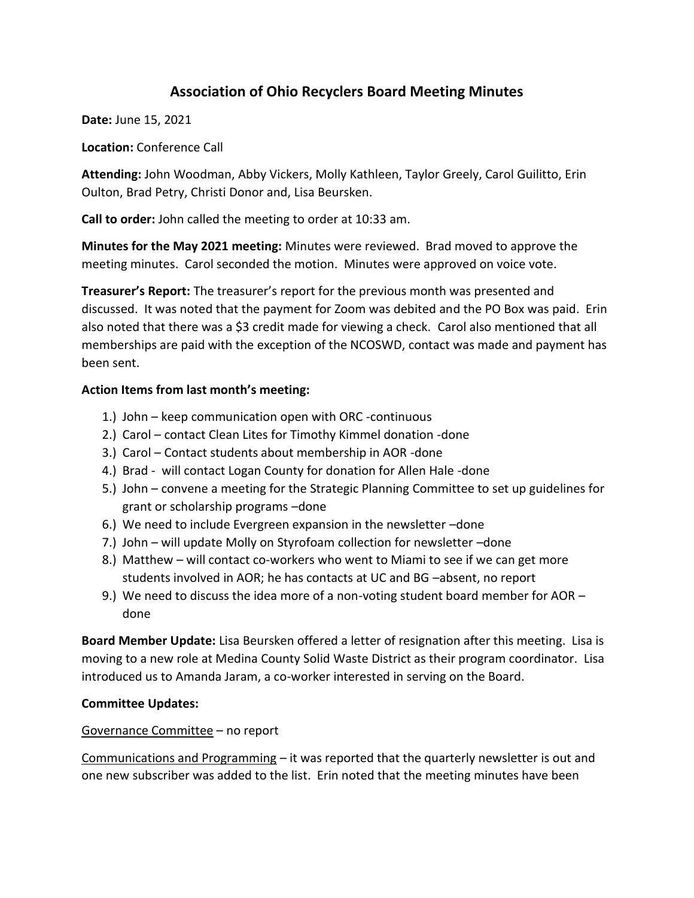# Association of Ohio Recyclers Board Meeting Minutes

**Date:** June 15, 2021

**Location:** Conference Call

**Attending:** John Woodman, Abby Vickers, Molly Kathleen, Taylor Greely, Carol Guilitto, Erin Oulton, Brad Petry, Christi Donor and, Lisa Beursken.

**Call to order:** John called the meeting to order at 10:33 am.

**Minutes for the May 2021 meeting:** Minutes were reviewed. Brad moved to approve the meeting minutes. Carol seconded the motion. Minutes were approved on voice vote.

**Treasurer's Report:** The treasurer's report for the previous month was presented and discussed. It was noted that the payment for Zoom was debited and the PO Box was paid. Erin also noted that there was a $3 credit made for viewing a check. Carol also mentioned that all memberships are paid with the exception of the NCOSWD, contact was made and payment has been sent.

**Action Items from last month's meeting:**

1.) John – keep communication open with ORC -continuous
2.) Carol – contact Clean Lites for Timothy Kimmel donation -done
3.) Carol – Contact students about membership in AOR -done
4.) Brad - will contact Logan County for donation for Allen Hale -done
5.) John – convene a meeting for the Strategic Planning Committee to set up guidelines for grant or scholarship programs –done
6.) We need to include Evergreen expansion in the newsletter –done
7.) John – will update Molly on Styrofoam collection for newsletter –done
8.) Matthew – will contact co-workers who went to Miami to see if we can get more students involved in AOR; he has contacts at UC and BG –absent, no report
9.) We need to discuss the idea more of a non-voting student board member for AOR – done

**Board Member Update:** Lisa Beursken offered a letter of resignation after this meeting. Lisa is moving to a new role at Medina County Solid Waste District as their program coordinator. Lisa introduced us to Amanda Jaram, a co-worker interested in serving on the Board.

**Committee Updates:**

Governance Committee – no report

Communications and Programming – it was reported that the quarterly newsletter is out and one new subscriber was added to the list. Erin noted that the meeting minutes have been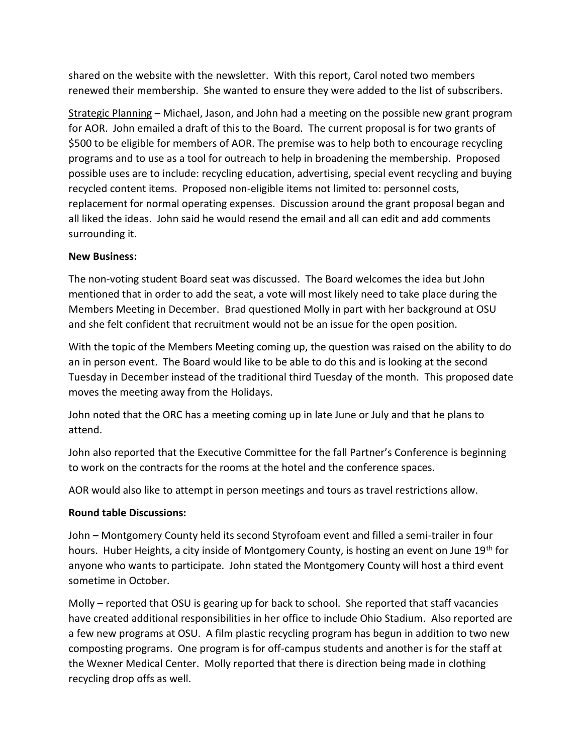shared on the website with the newsletter. With this report, Carol noted two members renewed their membership. She wanted to ensure they were added to the list of subscribers.

<u>Strategic Planning</u> – Michael, Jason, and John had a meeting on the possible new grant program for AOR. John emailed a draft of this to the Board. The current proposal is for two grants of $500 to be eligible for members of AOR. The premise was to help both to encourage recycling programs and to use as a tool for outreach to help in broadening the membership. Proposed possible uses are to include: recycling education, advertising, special event recycling and buying recycled content items. Proposed non-eligible items not limited to: personnel costs, replacement for normal operating expenses. Discussion around the grant proposal began and all liked the ideas. John said he would resend the email and all can edit and add comments surrounding it.

**New Business:**

The non-voting student Board seat was discussed. The Board welcomes the idea but John mentioned that in order to add the seat, a vote will most likely need to take place during the Members Meeting in December. Brad questioned Molly in part with her background at OSU and she felt confident that recruitment would not be an issue for the open position.

With the topic of the Members Meeting coming up, the question was raised on the ability to do an in person event. The Board would like to be able to do this and is looking at the second Tuesday in December instead of the traditional third Tuesday of the month. This proposed date moves the meeting away from the Holidays.

John noted that the ORC has a meeting coming up in late June or July and that he plans to attend.

John also reported that the Executive Committee for the fall Partner's Conference is beginning to work on the contracts for the rooms at the hotel and the conference spaces.

AOR would also like to attempt in person meetings and tours as travel restrictions allow.

**Round table Discussions:**

John – Montgomery County held its second Styrofoam event and filled a semi-trailer in four hours. Huber Heights, a city inside of Montgomery County, is hosting an event on June 19th for anyone who wants to participate. John stated the Montgomery County will host a third event sometime in October.

Molly – reported that OSU is gearing up for back to school. She reported that staff vacancies have created additional responsibilities in her office to include Ohio Stadium. Also reported are a few new programs at OSU. A film plastic recycling program has begun in addition to two new composting programs. One program is for off-campus students and another is for the staff at the Wexner Medical Center. Molly reported that there is direction being made in clothing recycling drop offs as well.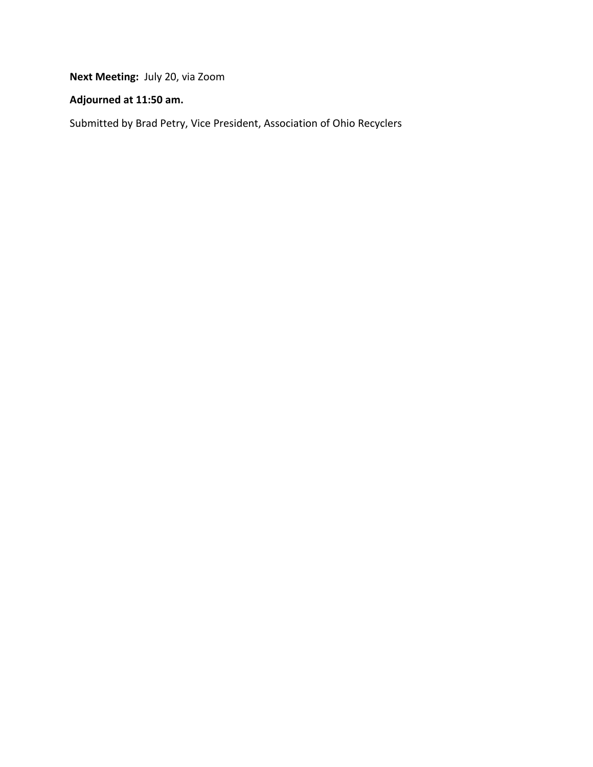**Next Meeting:** July 20, via Zoom

**Adjourned at 11:50 am.**

Submitted by Brad Petry, Vice President, Association of Ohio Recyclers